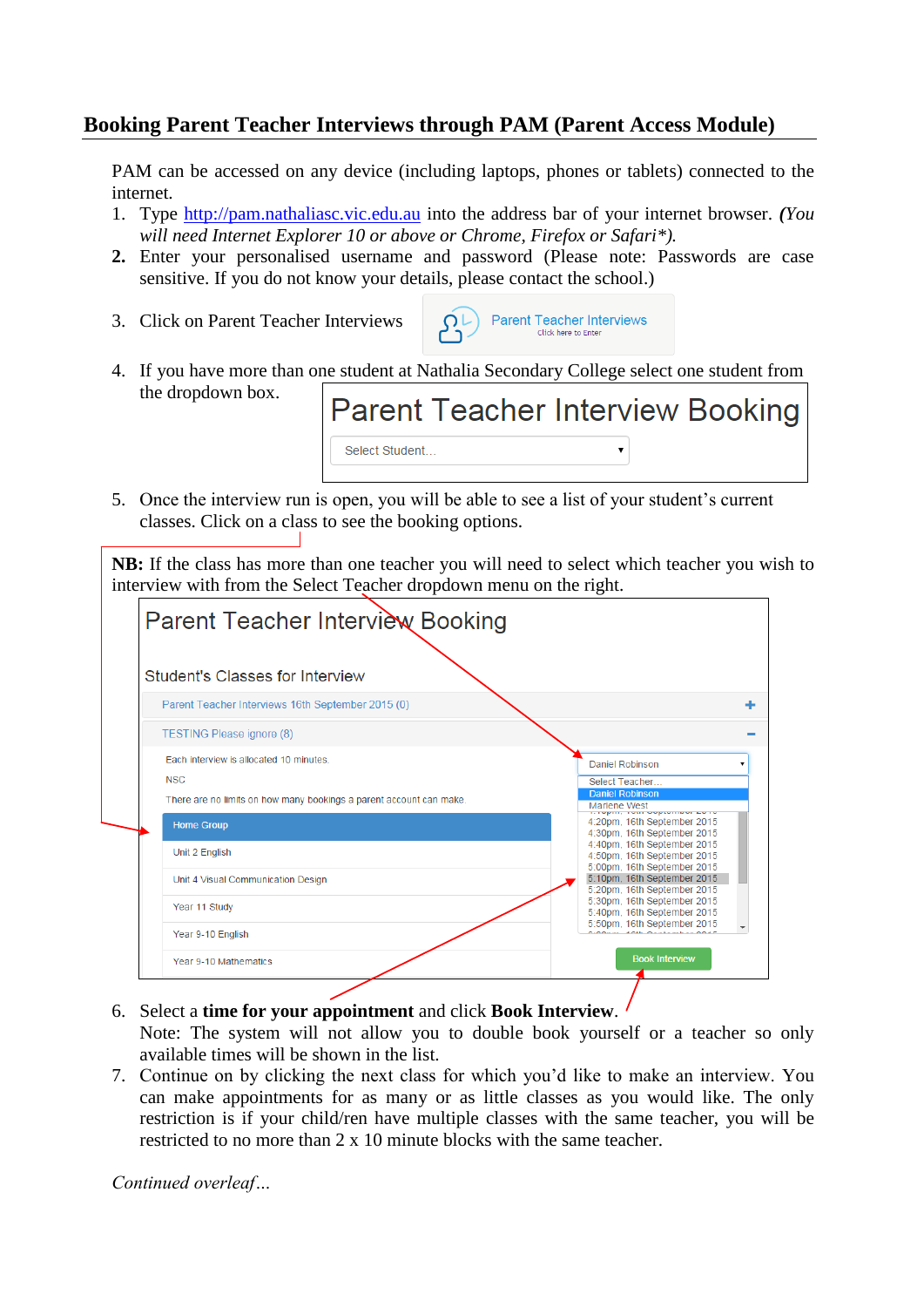## Booking Parent Teacher Interviews through PAM (Parent Access Module)

PAM can be accessed on any device (including laptops, phones or tablets) connected to the internet.

1. Type http://pam.nathaliasc.vic.edu.au into the address bar of your internet browser. *(You will need Internet Explorer 10 or above or Chrome, Firefox or Safari\*).*
2. Enter your personalised username and password (Please note: Passwords are case sensitive. If you do not know your details, please contact the school.)
3. Click on Parent Teacher Interviews
4. If you have more than one student at Nathalia Secondary College select one student from the dropdown box.
5. Once the interview run is open, you will be able to see a list of your student's current classes. Click on a class to see the booking options.

**NB:** If the class has more than one teacher you will need to select which teacher you wish to interview with from the Select Teacher dropdown menu on the right.

6. Select a **time for your appointment** and click **Book Interview**.
   Note: The system will not allow you to double book yourself or a teacher so only available times will be shown in the list.
7. Continue on by clicking the next class for which you'd like to make an interview. You can make appointments for as many or as little classes as you would like. The only restriction is if your child/ren have multiple classes with the same teacher, you will be restricted to no more than 2 x 10 minute blocks with the same teacher.

*Continued overleaf…*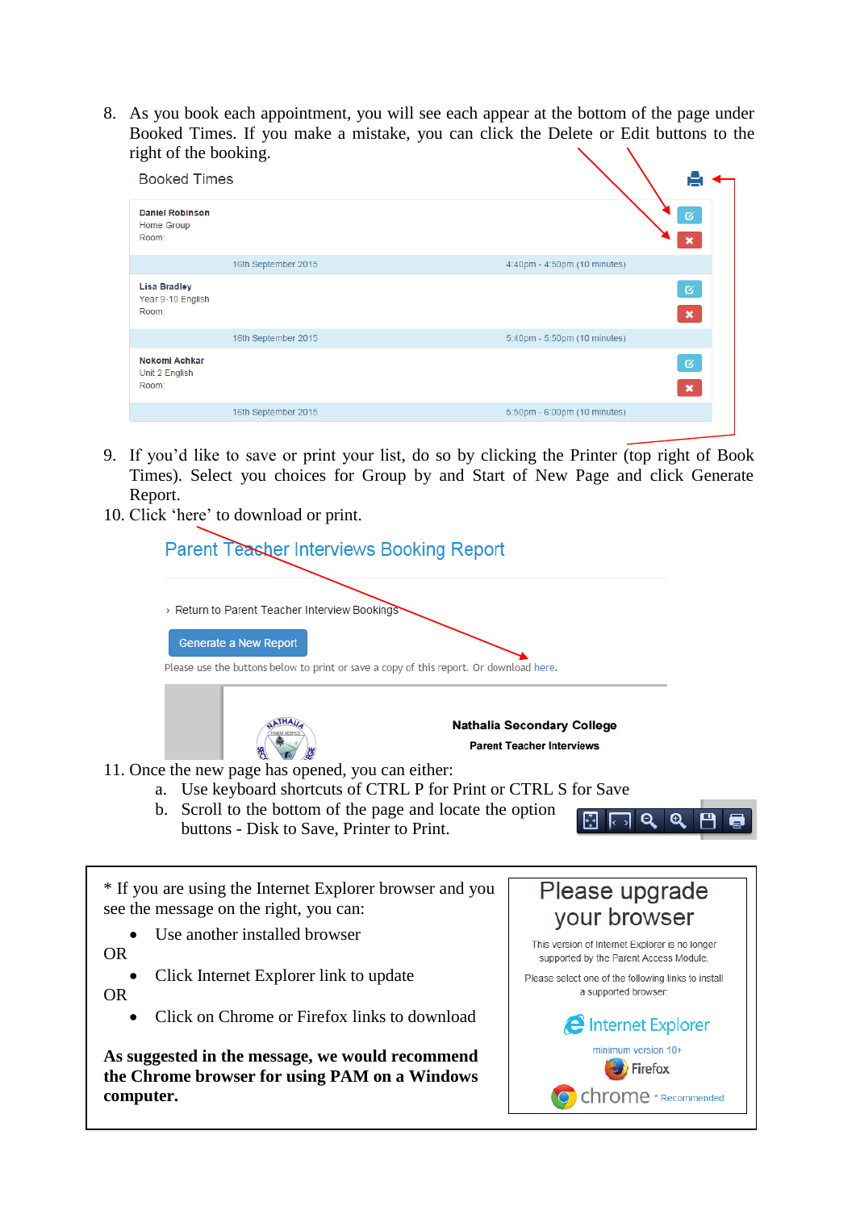8. As you book each appointment, you will see each appear at the bottom of the page under Booked Times. If you make a mistake, you can click the Delete or Edit buttons to the right of the booking.

Booked Times

**Daniel Robinson**
Home Group
Room:

16th September 2015 4:40pm - 4:50pm (10 minutes)

**Lisa Bradley**
Year 9-10 English
Room:

16th September 2015 5:40pm - 5:50pm (10 minutes)

**Nokomi Achkar**
Unit 2 English
Room:

16th September 2015 5:50pm - 6:00pm (10 minutes)

9. If you'd like to save or print your list, do so by clicking the Printer (top right of Book Times). Select you choices for Group by and Start of New Page and click Generate Report.
10. Click 'here' to download or print.

Parent Teacher Interviews Booking Report

› Return to Parent Teacher Interview Bookings

Generate a New Report

Please use the buttons below to print or save a copy of this report. Or download here.

**Nathalia Secondary College**
**Parent Teacher Interviews**

11. Once the new page has opened, you can either:
    a. Use keyboard shortcuts of CTRL P for Print or CTRL S for Save
    b. Scroll to the bottom of the page and locate the option buttons - Disk to Save, Printer to Print.

---

\* If you are using the Internet Explorer browser and you see the message on the right, you can:

- Use another installed browser

OR

- Click Internet Explorer link to update

OR

- Click on Chrome or Firefox links to download

**As suggested in the message, we would recommend the Chrome browser for using PAM on a Windows computer.**

Please upgrade your browser

This version of Internet Explorer is no longer supported by the Parent Access Module.

Please select one of the following links to install a supported browser:

Internet Explorer
minimum version 10+
Firefox
chrome - Recommended